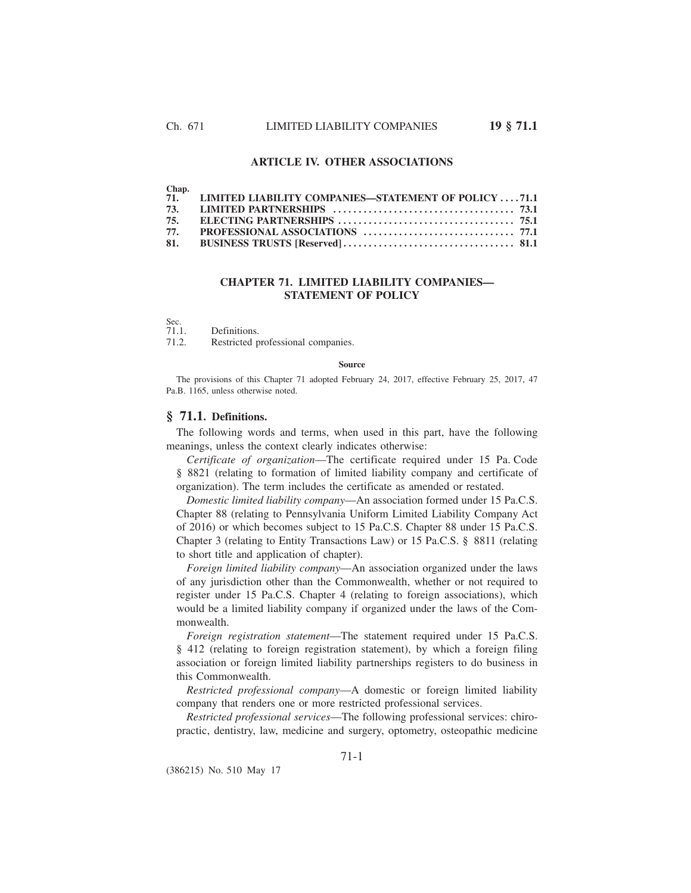## ARTICLE IV. OTHER ASSOCIATIONS

| Chap. | | |
|---|---|---|
| 71. | LIMITED LIABILITY COMPANIES—STATEMENT OF POLICY | 71.1 |
| 73. | LIMITED PARTNERSHIPS | 73.1 |
| 75. | ELECTING PARTNERSHIPS | 75.1 |
| 77. | PROFESSIONAL ASSOCIATIONS | 77.1 |
| 81. | BUSINESS TRUSTS [Reserved] | 81.1 |

## CHAPTER 71. LIMITED LIABILITY COMPANIES—STATEMENT OF POLICY

Sec.
71.1. Definitions.
71.2. Restricted professional companies.

**Source**

The provisions of this Chapter 71 adopted February 24, 2017, effective February 25, 2017, 47 Pa.B. 1165, unless otherwise noted.

### § 71.1. Definitions.

The following words and terms, when used in this part, have the following meanings, unless the context clearly indicates otherwise:

*Certificate of organization*—The certificate required under 15 Pa. Code § 8821 (relating to formation of limited liability company and certificate of organization). The term includes the certificate as amended or restated.

*Domestic limited liability company*—An association formed under 15 Pa.C.S. Chapter 88 (relating to Pennsylvania Uniform Limited Liability Company Act of 2016) or which becomes subject to 15 Pa.C.S. Chapter 88 under 15 Pa.C.S. Chapter 3 (relating to Entity Transactions Law) or 15 Pa.C.S. § 8811 (relating to short title and application of chapter).

*Foreign limited liability company*—An association organized under the laws of any jurisdiction other than the Commonwealth, whether or not required to register under 15 Pa.C.S. Chapter 4 (relating to foreign associations), which would be a limited liability company if organized under the laws of the Commonwealth.

*Foreign registration statement*—The statement required under 15 Pa.C.S. § 412 (relating to foreign registration statement), by which a foreign filing association or foreign limited liability partnerships registers to do business in this Commonwealth.

*Restricted professional company*—A domestic or foreign limited liability company that renders one or more restricted professional services.

*Restricted professional services*—The following professional services: chiropractic, dentistry, law, medicine and surgery, optometry, osteopathic medicine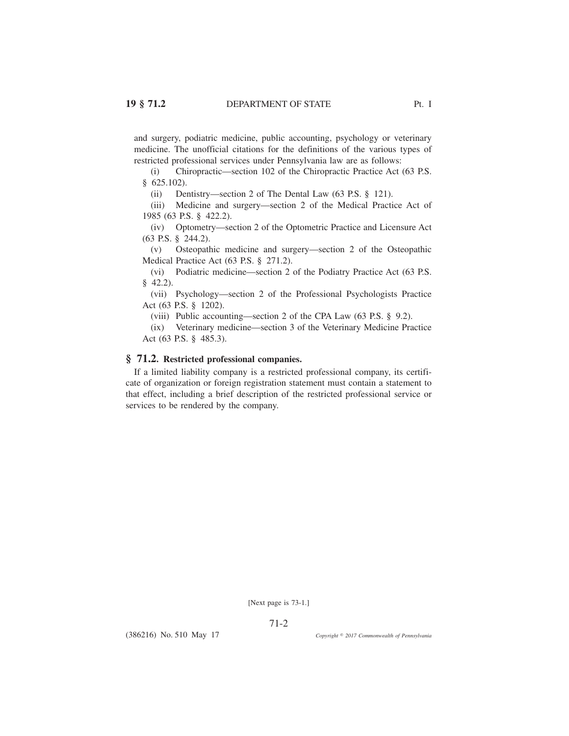and surgery, podiatric medicine, public accounting, psychology or veterinary medicine. The unofficial citations for the definitions of the various types of restricted professional services under Pennsylvania law are as follows:

(i) Chiropractic—section 102 of the Chiropractic Practice Act (63 P.S. § 625.102).

(ii) Dentistry—section 2 of The Dental Law (63 P.S. § 121).

(iii) Medicine and surgery—section 2 of the Medical Practice Act of 1985 (63 P.S. § 422.2).

(iv) Optometry—section 2 of the Optometric Practice and Licensure Act (63 P.S. § 244.2).

(v) Osteopathic medicine and surgery—section 2 of the Osteopathic Medical Practice Act (63 P.S. § 271.2).

(vi) Podiatric medicine—section 2 of the Podiatry Practice Act (63 P.S. § 42.2).

(vii) Psychology—section 2 of the Professional Psychologists Practice Act (63 P.S. § 1202).

(viii) Public accounting—section 2 of the CPA Law (63 P.S. § 9.2).

(ix) Veterinary medicine—section 3 of the Veterinary Medicine Practice Act (63 P.S. § 485.3).

## § 71.2. Restricted professional companies.

If a limited liability company is a restricted professional company, its certificate of organization or foreign registration statement must contain a statement to that effect, including a brief description of the restricted professional service or services to be rendered by the company.

[Next page is 73-1.]